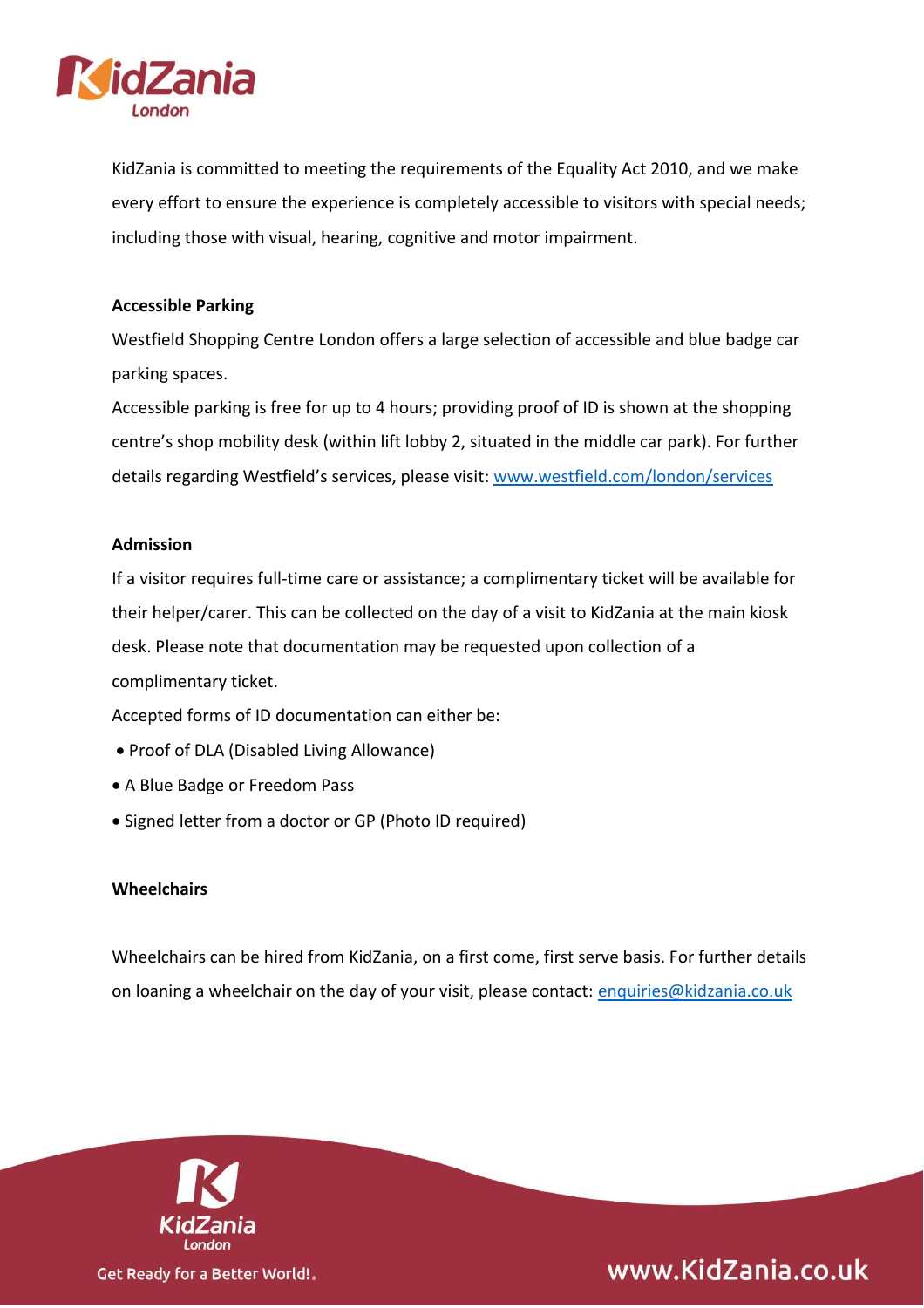KidZania is committed to meeting the requirements of the Equality Act 2010, and we make every effort to ensure the experience is completely accessible to visitors with special needs; including those with visual, hearing, cognitive and motor impairment.

**Accessible Parking**

Westfield Shopping Centre London offers a large selection of accessible and blue badge car parking spaces.

Accessible parking is free for up to 4 hours; providing proof of ID is shown at the shopping centre's shop mobility desk (within lift lobby 2, situated in the middle car park). For further details regarding Westfield's services, please visit: [www.westfield.com/london/services](www.westfield.com/london/services)

**Admission**

If a visitor requires full-time care or assistance; a complimentary ticket will be available for their helper/carer. This can be collected on the day of a visit to KidZania at the main kiosk desk. Please note that documentation may be requested upon collection of a complimentary ticket.

Accepted forms of ID documentation can either be:

- Proof of DLA (Disabled Living Allowance)
- A Blue Badge or Freedom Pass
- Signed letter from a doctor or GP (Photo ID required)

**Wheelchairs**

Wheelchairs can be hired from KidZania, on a first come, first serve basis. For further details on loaning a wheelchair on the day of your visit, please contact: [enquiries@kidzania.co.uk](mailto:enquiries@kidzania.co.uk)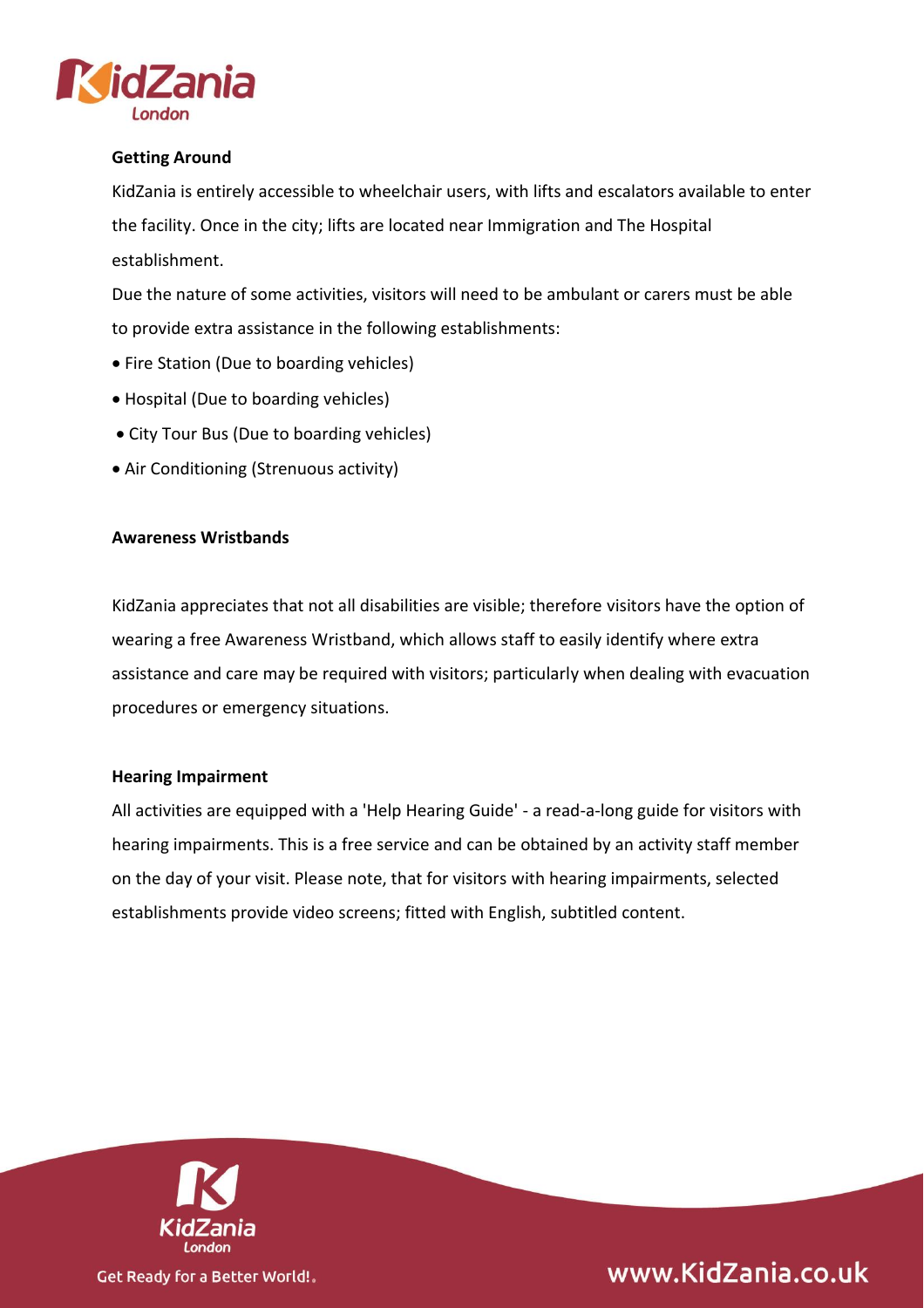## Getting Around

KidZania is entirely accessible to wheelchair users, with lifts and escalators available to enter the facility. Once in the city; lifts are located near Immigration and The Hospital establishment.

Due the nature of some activities, visitors will need to be ambulant or carers must be able to provide extra assistance in the following establishments:

- Fire Station (Due to boarding vehicles)
- Hospital (Due to boarding vehicles)
- City Tour Bus (Due to boarding vehicles)
- Air Conditioning (Strenuous activity)

## Awareness Wristbands

KidZania appreciates that not all disabilities are visible; therefore visitors have the option of wearing a free Awareness Wristband, which allows staff to easily identify where extra assistance and care may be required with visitors; particularly when dealing with evacuation procedures or emergency situations.

## Hearing Impairment

All activities are equipped with a 'Help Hearing Guide' - a read-a-long guide for visitors with hearing impairments. This is a free service and can be obtained by an activity staff member on the day of your visit. Please note, that for visitors with hearing impairments, selected establishments provide video screens; fitted with English, subtitled content.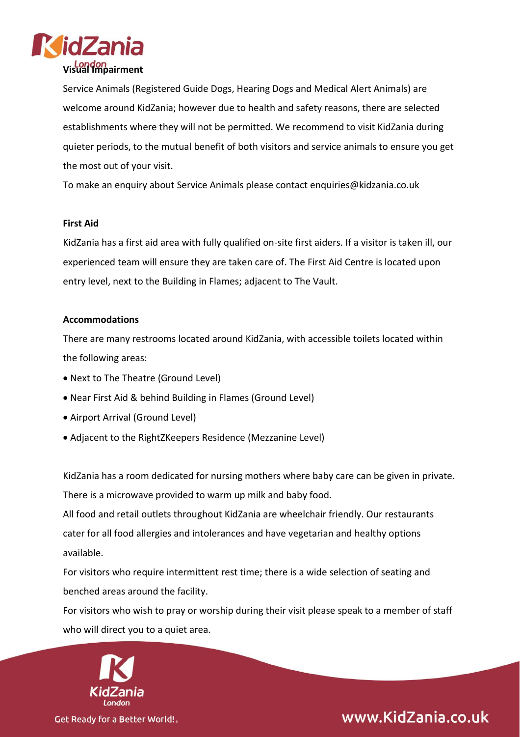**Visual Impairment**

Service Animals (Registered Guide Dogs, Hearing Dogs and Medical Alert Animals) are welcome around KidZania; however due to health and safety reasons, there are selected establishments where they will not be permitted. We recommend to visit KidZania during quieter periods, to the mutual benefit of both visitors and service animals to ensure you get the most out of your visit.

To make an enquiry about Service Animals please contact enquiries@kidzania.co.uk

**First Aid**

KidZania has a first aid area with fully qualified on-site first aiders. If a visitor is taken ill, our experienced team will ensure they are taken care of. The First Aid Centre is located upon entry level, next to the Building in Flames; adjacent to The Vault.

**Accommodations**

There are many restrooms located around KidZania, with accessible toilets located within the following areas:

- Next to The Theatre (Ground Level)
- Near First Aid & behind Building in Flames (Ground Level)
- Airport Arrival (Ground Level)
- Adjacent to the RightZKeepers Residence (Mezzanine Level)

KidZania has a room dedicated for nursing mothers where baby care can be given in private. There is a microwave provided to warm up milk and baby food.

All food and retail outlets throughout KidZania are wheelchair friendly. Our restaurants cater for all food allergies and intolerances and have vegetarian and healthy options available.

For visitors who require intermittent rest time; there is a wide selection of seating and benched areas around the facility.

For visitors who wish to pray or worship during their visit please speak to a member of staff who will direct you to a quiet area.